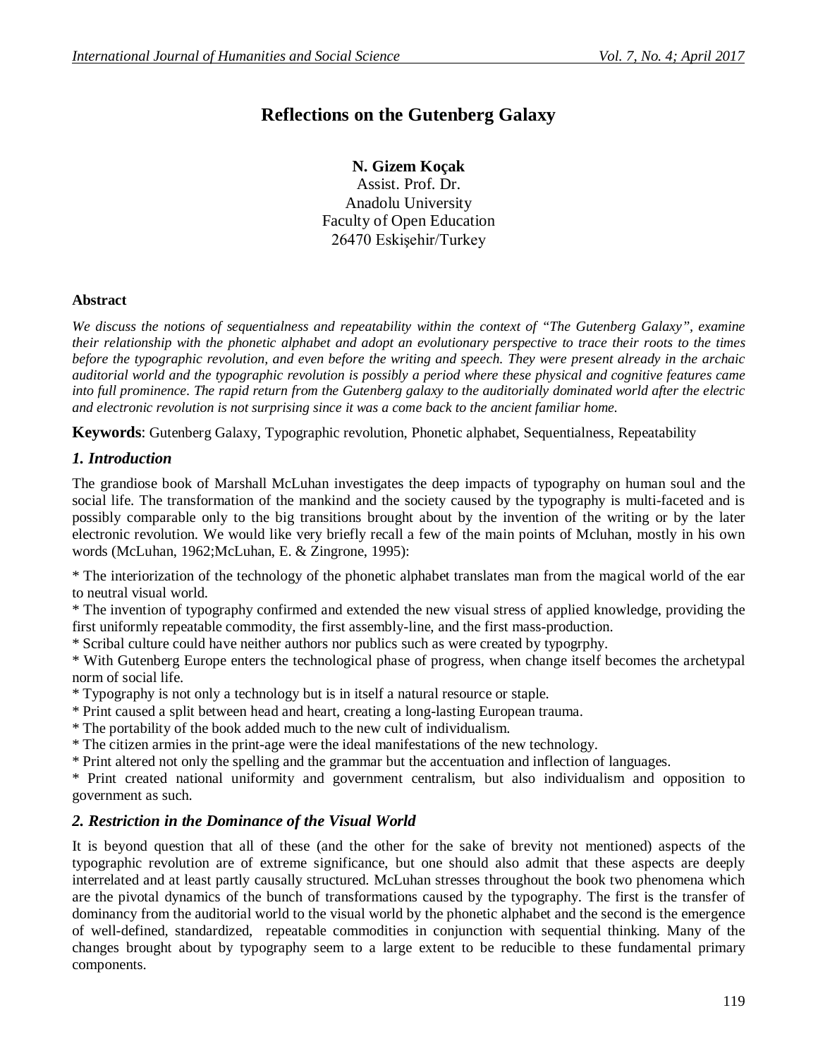# Reflections on the Gutenberg Galaxy

**N. Gizem Koçak**
Assist. Prof. Dr.
Anadolu University
Faculty of Open Education
26470 Eskişehir/Turkey

### Abstract

*We discuss the notions of sequentialness and repeatability within the context of "The Gutenberg Galaxy", examine their relationship with the phonetic alphabet and adopt an evolutionary perspective to trace their roots to the times before the typographic revolution, and even before the writing and speech. They were present already in the archaic auditorial world and the typographic revolution is possibly a period where these physical and cognitive features came into full prominence. The rapid return from the Gutenberg galaxy to the auditorially dominated world after the electric and electronic revolution is not surprising since it was a come back to the ancient familiar home.*

**Keywords**: Gutenberg Galaxy, Typographic revolution, Phonetic alphabet, Sequentialness, Repeatability

## *1. Introduction*

The grandiose book of Marshall McLuhan investigates the deep impacts of typography on human soul and the social life. The transformation of the mankind and the society caused by the typography is multi-faceted and is possibly comparable only to the big transitions brought about by the invention of the writing or by the later electronic revolution. We would like very briefly recall a few of the main points of Mcluhan, mostly in his own words (McLuhan, 1962;McLuhan, E. & Zingrone, 1995):

* The interiorization of the technology of the phonetic alphabet translates man from the magical world of the ear to neutral visual world.
* The invention of typography confirmed and extended the new visual stress of applied knowledge, providing the first uniformly repeatable commodity, the first assembly-line, and the first mass-production.
* Scribal culture could have neither authors nor publics such as were created by typogrphy.
* With Gutenberg Europe enters the technological phase of progress, when change itself becomes the archetypal norm of social life.
* Typography is not only a technology but is in itself a natural resource or staple.
* Print caused a split between head and heart, creating a long-lasting European trauma.
* The portability of the book added much to the new cult of individualism.
* The citizen armies in the print-age were the ideal manifestations of the new technology.
* Print altered not only the spelling and the grammar but the accentuation and inflection of languages.
* Print created national uniformity and government centralism, but also individualism and opposition to government as such.

## *2. Restriction in the Dominance of the Visual World*

It is beyond question that all of these (and the other for the sake of brevity not mentioned) aspects of the typographic revolution are of extreme significance, but one should also admit that these aspects are deeply interrelated and at least partly causally structured. McLuhan stresses throughout the book two phenomena which are the pivotal dynamics of the bunch of transformations caused by the typography. The first is the transfer of dominancy from the auditorial world to the visual world by the phonetic alphabet and the second is the emergence of well-defined, standardized, repeatable commodities in conjunction with sequential thinking. Many of the changes brought about by typography seem to a large extent to be reducible to these fundamental primary components.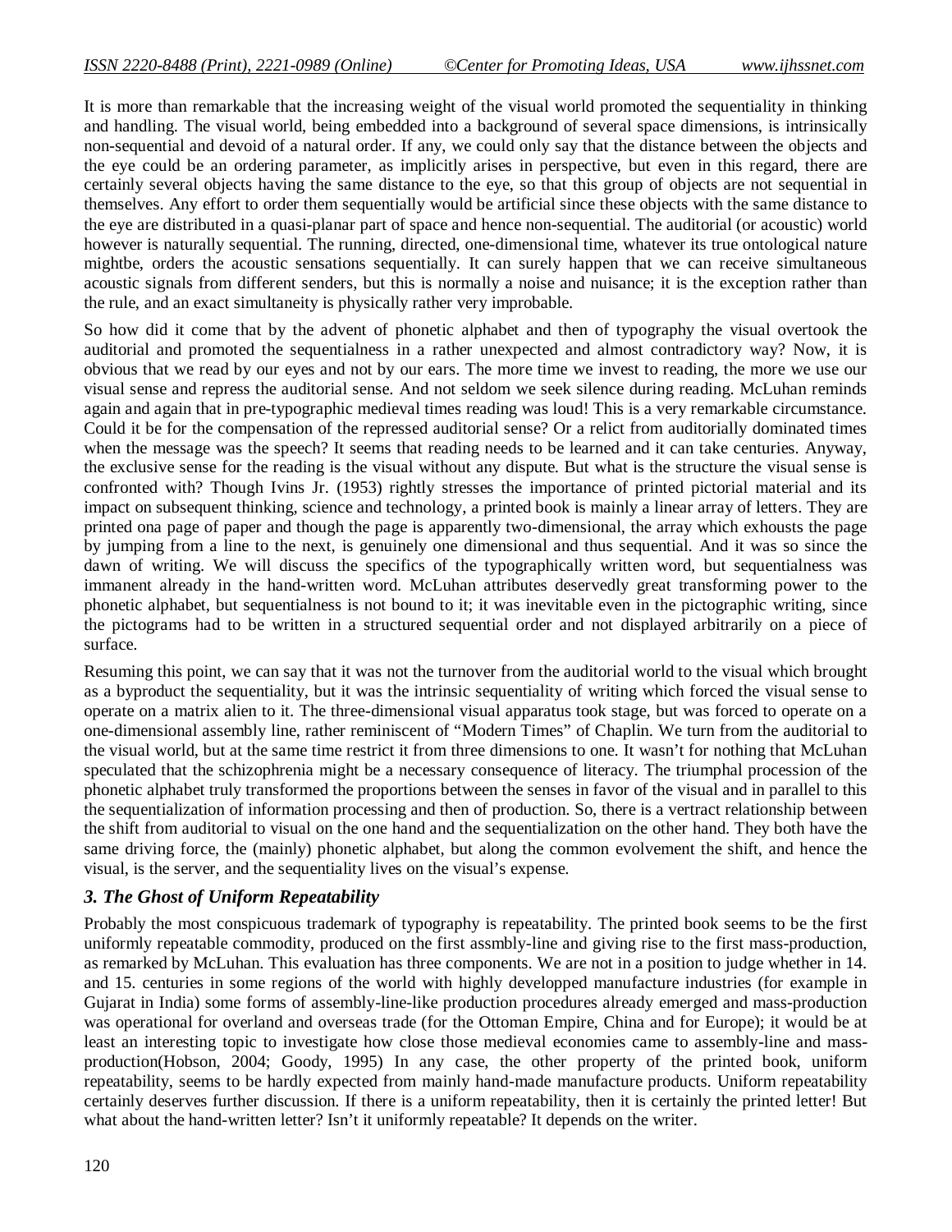It is more than remarkable that the increasing weight of the visual world promoted the sequentiality in thinking and handling. The visual world, being embedded into a background of several space dimensions, is intrinsically non-sequential and devoid of a natural order. If any, we could only say that the distance between the objects and the eye could be an ordering parameter, as implicitly arises in perspective, but even in this regard, there are certainly several objects having the same distance to the eye, so that this group of objects are not sequential in themselves. Any effort to order them sequentially would be artificial since these objects with the same distance to the eye are distributed in a quasi-planar part of space and hence non-sequential. The auditorial (or acoustic) world however is naturally sequential. The running, directed, one-dimensional time, whatever its true ontological nature mightbe, orders the acoustic sensations sequentially. It can surely happen that we can receive simultaneous acoustic signals from different senders, but this is normally a noise and nuisance; it is the exception rather than the rule, and an exact simultaneity is physically rather very improbable.

So how did it come that by the advent of phonetic alphabet and then of typography the visual overtook the auditorial and promoted the sequentialness in a rather unexpected and almost contradictory way? Now, it is obvious that we read by our eyes and not by our ears. The more time we invest to reading, the more we use our visual sense and repress the auditorial sense. And not seldom we seek silence during reading. McLuhan reminds again and again that in pre-typographic medieval times reading was loud! This is a very remarkable circumstance. Could it be for the compensation of the repressed auditorial sense? Or a relict from auditorially dominated times when the message was the speech? It seems that reading needs to be learned and it can take centuries. Anyway, the exclusive sense for the reading is the visual without any dispute. But what is the structure the visual sense is confronted with? Though Ivins Jr. (1953) rightly stresses the importance of printed pictorial material and its impact on subsequent thinking, science and technology, a printed book is mainly a linear array of letters. They are printed ona page of paper and though the page is apparently two-dimensional, the array which exhousts the page by jumping from a line to the next, is genuinely one dimensional and thus sequential. And it was so since the dawn of writing. We will discuss the specifics of the typographically written word, but sequentialness was immanent already in the hand-written word. McLuhan attributes deservedly great transforming power to the phonetic alphabet, but sequentialness is not bound to it; it was inevitable even in the pictographic writing, since the pictograms had to be written in a structured sequential order and not displayed arbitrarily on a piece of surface.

Resuming this point, we can say that it was not the turnover from the auditorial world to the visual which brought as a byproduct the sequentiality, but it was the intrinsic sequentiality of writing which forced the visual sense to operate on a matrix alien to it. The three-dimensional visual apparatus took stage, but was forced to operate on a one-dimensional assembly line, rather reminiscent of "Modern Times" of Chaplin. We turn from the auditorial to the visual world, but at the same time restrict it from three dimensions to one. It wasn't for nothing that McLuhan speculated that the schizophrenia might be a necessary consequence of literacy. The triumphal procession of the phonetic alphabet truly transformed the proportions between the senses in favor of the visual and in parallel to this the sequentialization of information processing and then of production. So, there is a vertract relationship between the shift from auditorial to visual on the one hand and the sequentialization on the other hand. They both have the same driving force, the (mainly) phonetic alphabet, but along the common evolvement the shift, and hence the visual, is the server, and the sequentiality lives on the visual's expense.

### *3. The Ghost of Uniform Repeatability*

Probably the most conspicuous trademark of typography is repeatability. The printed book seems to be the first uniformly repeatable commodity, produced on the first assmbly-line and giving rise to the first mass-production, as remarked by McLuhan. This evaluation has three components. We are not in a position to judge whether in 14. and 15. centuries in some regions of the world with highly developped manufacture industries (for example in Gujarat in India) some forms of assembly-line-like production procedures already emerged and mass-production was operational for overland and overseas trade (for the Ottoman Empire, China and for Europe); it would be at least an interesting topic to investigate how close those medieval economies came to assembly-line and mass-production(Hobson, 2004; Goody, 1995) In any case, the other property of the printed book, uniform repeatability, seems to be hardly expected from mainly hand-made manufacture products. Uniform repeatability certainly deserves further discussion. If there is a uniform repeatability, then it is certainly the printed letter! But what about the hand-written letter? Isn't it uniformly repeatable? It depends on the writer.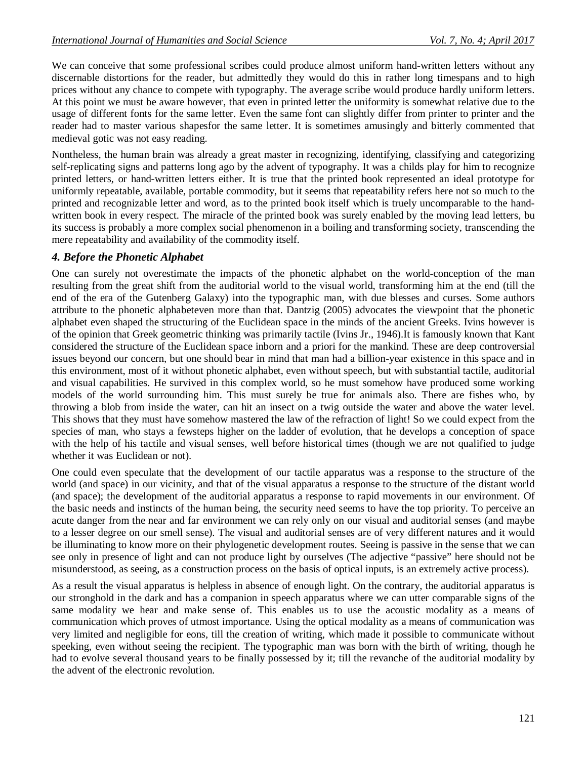We can conceive that some professional scribes could produce almost uniform hand-written letters without any discernable distortions for the reader, but admittedly they would do this in rather long timespans and to high prices without any chance to compete with typography. The average scribe would produce hardly uniform letters. At this point we must be aware however, that even in printed letter the uniformity is somewhat relative due to the usage of different fonts for the same letter. Even the same font can slightly differ from printer to printer and the reader had to master various shapesfor the same letter. It is sometimes amusingly and bitterly commented that medieval gotic was not easy reading.

Nontheless, the human brain was already a great master in recognizing, identifying, classifying and categorizing self-replicating signs and patterns long ago by the advent of typography. It was a childs play for him to recognize printed letters, or hand-written letters either. It is true that the printed book represented an ideal prototype for uniformly repeatable, available, portable commodity, but it seems that repeatability refers here not so much to the printed and recognizable letter and word, as to the printed book itself which is truely uncomparable to the hand-written book in every respect. The miracle of the printed book was surely enabled by the moving lead letters, bu its success is probably a more complex social phenomenon in a boiling and transforming society, transcending the mere repeatability and availability of the commodity itself.

### *4. Before the Phonetic Alphabet*

One can surely not overestimate the impacts of the phonetic alphabet on the world-conception of the man resulting from the great shift from the auditorial world to the visual world, transforming him at the end (till the end of the era of the Gutenberg Galaxy) into the typographic man, with due blesses and curses. Some authors attribute to the phonetic alphabeteven more than that. Dantzig (2005) advocates the viewpoint that the phonetic alphabet even shaped the structuring of the Euclidean space in the minds of the ancient Greeks. Ivins however is of the opinion that Greek geometric thinking was primarily tactile (Ivins Jr., 1946).It is famously known that Kant considered the structure of the Euclidean space inborn and a priori for the mankind. These are deep controversial issues beyond our concern, but one should bear in mind that man had a billion-year existence in this space and in this environment, most of it without phonetic alphabet, even without speech, but with substantial tactile, auditorial and visual capabilities. He survived in this complex world, so he must somehow have produced some working models of the world surrounding him. This must surely be true for animals also. There are fishes who, by throwing a blob from inside the water, can hit an insect on a twig outside the water and above the water level. This shows that they must have somehow mastered the law of the refraction of light! So we could expect from the species of man, who stays a fewsteps higher on the ladder of evolution, that he develops a conception of space with the help of his tactile and visual senses, well before historical times (though we are not qualified to judge whether it was Euclidean or not).

One could even speculate that the development of our tactile apparatus was a response to the structure of the world (and space) in our vicinity, and that of the visual apparatus a response to the structure of the distant world (and space); the development of the auditorial apparatus a response to rapid movements in our environment. Of the basic needs and instincts of the human being, the security need seems to have the top priority. To perceive an acute danger from the near and far environment we can rely only on our visual and auditorial senses (and maybe to a lesser degree on our smell sense). The visual and auditorial senses are of very different natures and it would be illuminating to know more on their phylogenetic development routes. Seeing is passive in the sense that we can see only in presence of light and can not produce light by ourselves (The adjective "passive" here should not be misunderstood, as seeing, as a construction process on the basis of optical inputs, is an extremely active process).

As a result the visual apparatus is helpless in absence of enough light. On the contrary, the auditorial apparatus is our stronghold in the dark and has a companion in speech apparatus where we can utter comparable signs of the same modality we hear and make sense of. This enables us to use the acoustic modality as a means of communication which proves of utmost importance. Using the optical modality as a means of communication was very limited and negligible for eons, till the creation of writing, which made it possible to communicate without speeking, even without seeing the recipient. The typographic man was born with the birth of writing, though he had to evolve several thousand years to be finally possessed by it; till the revanche of the auditorial modality by the advent of the electronic revolution.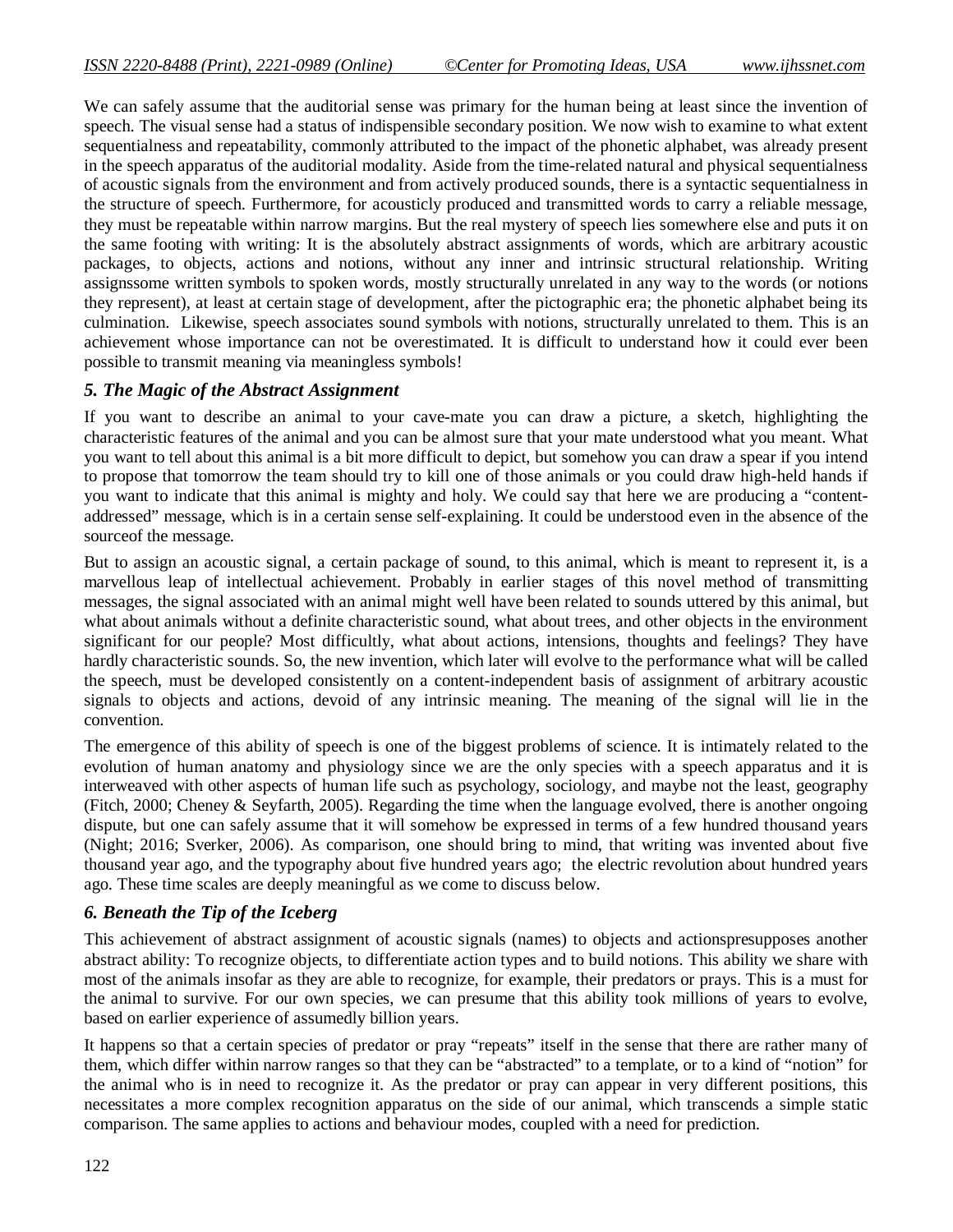We can safely assume that the auditorial sense was primary for the human being at least since the invention of speech. The visual sense had a status of indispensible secondary position. We now wish to examine to what extent sequentialness and repeatability, commonly attributed to the impact of the phonetic alphabet, was already present in the speech apparatus of the auditorial modality. Aside from the time-related natural and physical sequentialness of acoustic signals from the environment and from actively produced sounds, there is a syntactic sequentialness in the structure of speech. Furthermore, for acousticly produced and transmitted words to carry a reliable message, they must be repeatable within narrow margins. But the real mystery of speech lies somewhere else and puts it on the same footing with writing: It is the absolutely abstract assignments of words, which are arbitrary acoustic packages, to objects, actions and notions, without any inner and intrinsic structural relationship. Writing assignssome written symbols to spoken words, mostly structurally unrelated in any way to the words (or notions they represent), at least at certain stage of development, after the pictographic era; the phonetic alphabet being its culmination. Likewise, speech associates sound symbols with notions, structurally unrelated to them. This is an achievement whose importance can not be overestimated. It is difficult to understand how it could ever been possible to transmit meaning via meaningless symbols!

### *5. The Magic of the Abstract Assignment*

If you want to describe an animal to your cave-mate you can draw a picture, a sketch, highlighting the characteristic features of the animal and you can be almost sure that your mate understood what you meant. What you want to tell about this animal is a bit more difficult to depict, but somehow you can draw a spear if you intend to propose that tomorrow the team should try to kill one of those animals or you could draw high-held hands if you want to indicate that this animal is mighty and holy. We could say that here we are producing a "content-addressed" message, which is in a certain sense self-explaining. It could be understood even in the absence of the sourceof the message.

But to assign an acoustic signal, a certain package of sound, to this animal, which is meant to represent it, is a marvellous leap of intellectual achievement. Probably in earlier stages of this novel method of transmitting messages, the signal associated with an animal might well have been related to sounds uttered by this animal, but what about animals without a definite characteristic sound, what about trees, and other objects in the environment significant for our people? Most difficultly, what about actions, intensions, thoughts and feelings? They have hardly characteristic sounds. So, the new invention, which later will evolve to the performance what will be called the speech, must be developed consistently on a content-independent basis of assignment of arbitrary acoustic signals to objects and actions, devoid of any intrinsic meaning. The meaning of the signal will lie in the convention.

The emergence of this ability of speech is one of the biggest problems of science. It is intimately related to the evolution of human anatomy and physiology since we are the only species with a speech apparatus and it is interweaved with other aspects of human life such as psychology, sociology, and maybe not the least, geography (Fitch, 2000; Cheney & Seyfarth, 2005). Regarding the time when the language evolved, there is another ongoing dispute, but one can safely assume that it will somehow be expressed in terms of a few hundred thousand years (Night; 2016; Sverker, 2006). As comparison, one should bring to mind, that writing was invented about five thousand year ago, and the typography about five hundred years ago; the electric revolution about hundred years ago. These time scales are deeply meaningful as we come to discuss below.

### *6. Beneath the Tip of the Iceberg*

This achievement of abstract assignment of acoustic signals (names) to objects and actionspresupposes another abstract ability: To recognize objects, to differentiate action types and to build notions. This ability we share with most of the animals insofar as they are able to recognize, for example, their predators or prays. This is a must for the animal to survive. For our own species, we can presume that this ability took millions of years to evolve, based on earlier experience of assumedly billion years.

It happens so that a certain species of predator or pray "repeats" itself in the sense that there are rather many of them, which differ within narrow ranges so that they can be "abstracted" to a template, or to a kind of "notion" for the animal who is in need to recognize it. As the predator or pray can appear in very different positions, this necessitates a more complex recognition apparatus on the side of our animal, which transcends a simple static comparison. The same applies to actions and behaviour modes, coupled with a need for prediction.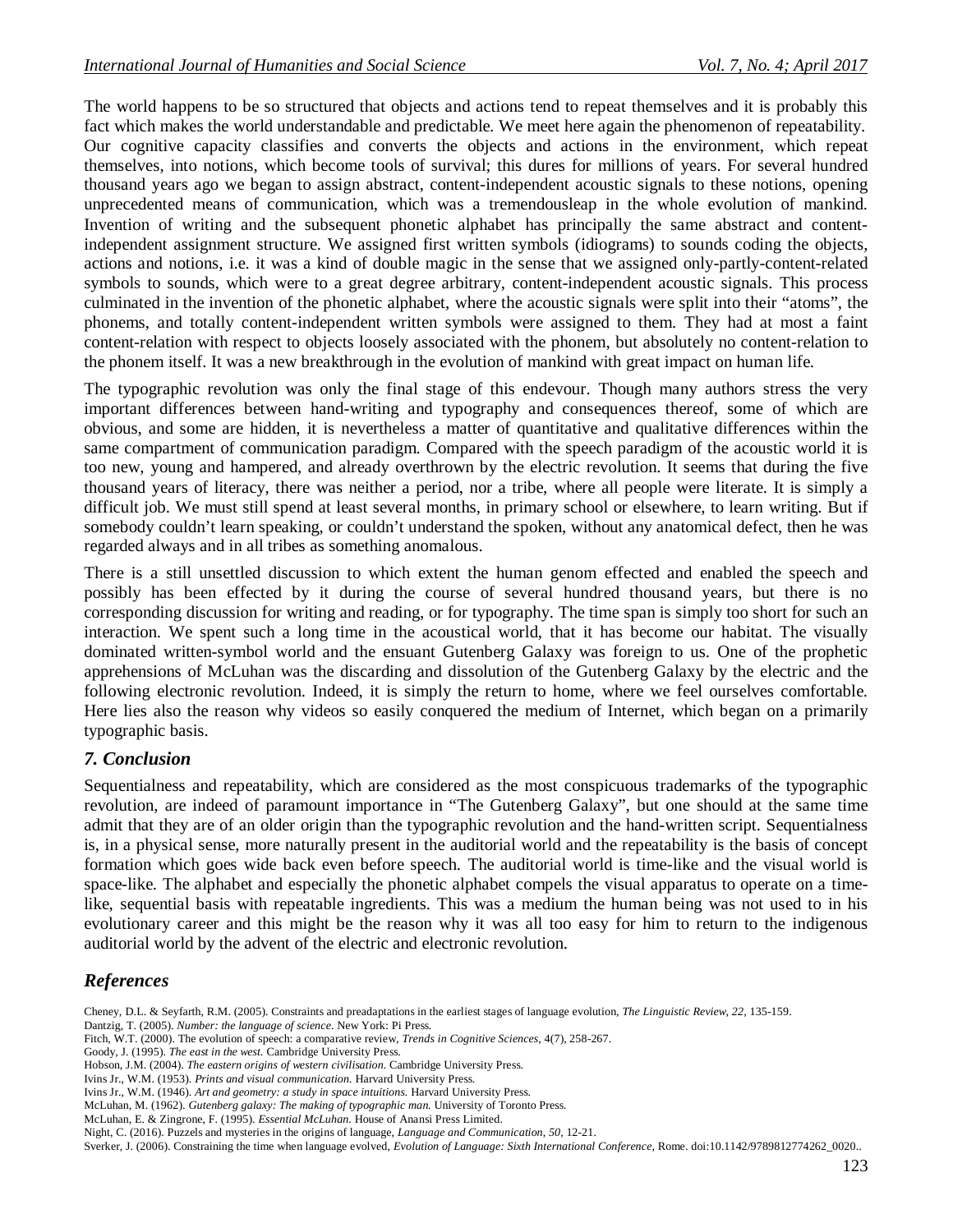The world happens to be so structured that objects and actions tend to repeat themselves and it is probably this fact which makes the world understandable and predictable. We meet here again the phenomenon of repeatability. Our cognitive capacity classifies and converts the objects and actions in the environment, which repeat themselves, into notions, which become tools of survival; this dures for millions of years. For several hundred thousand years ago we began to assign abstract, content-independent acoustic signals to these notions, opening unprecedented means of communication, which was a tremendousleap in the whole evolution of mankind. Invention of writing and the subsequent phonetic alphabet has principally the same abstract and content-independent assignment structure. We assigned first written symbols (idiograms) to sounds coding the objects, actions and notions, i.e. it was a kind of double magic in the sense that we assigned only-partly-content-related symbols to sounds, which were to a great degree arbitrary, content-independent acoustic signals. This process culminated in the invention of the phonetic alphabet, where the acoustic signals were split into their "atoms", the phonems, and totally content-independent written symbols were assigned to them. They had at most a faint content-relation with respect to objects loosely associated with the phonem, but absolutely no content-relation to the phonem itself. It was a new breakthrough in the evolution of mankind with great impact on human life.

The typographic revolution was only the final stage of this endevour. Though many authors stress the very important differences between hand-writing and typography and consequences thereof, some of which are obvious, and some are hidden, it is nevertheless a matter of quantitative and qualitative differences within the same compartment of communication paradigm. Compared with the speech paradigm of the acoustic world it is too new, young and hampered, and already overthrown by the electric revolution. It seems that during the five thousand years of literacy, there was neither a period, nor a tribe, where all people were literate. It is simply a difficult job. We must still spend at least several months, in primary school or elsewhere, to learn writing. But if somebody couldn't learn speaking, or couldn't understand the spoken, without any anatomical defect, then he was regarded always and in all tribes as something anomalous.

There is a still unsettled discussion to which extent the human genom effected and enabled the speech and possibly has been effected by it during the course of several hundred thousand years, but there is no corresponding discussion for writing and reading, or for typography. The time span is simply too short for such an interaction. We spent such a long time in the acoustical world, that it has become our habitat. The visually dominated written-symbol world and the ensuant Gutenberg Galaxy was foreign to us. One of the prophetic apprehensions of McLuhan was the discarding and dissolution of the Gutenberg Galaxy by the electric and the following electronic revolution. Indeed, it is simply the return to home, where we feel ourselves comfortable. Here lies also the reason why videos so easily conquered the medium of Internet, which began on a primarily typographic basis.

## *7. Conclusion*

Sequentialness and repeatability, which are considered as the most conspicuous trademarks of the typographic revolution, are indeed of paramount importance in "The Gutenberg Galaxy", but one should at the same time admit that they are of an older origin than the typographic revolution and the hand-written script. Sequentialness is, in a physical sense, more naturally present in the auditorial world and the repeatability is the basis of concept formation which goes wide back even before speech. The auditorial world is time-like and the visual world is space-like. The alphabet and especially the phonetic alphabet compels the visual apparatus to operate on a time-like, sequential basis with repeatable ingredients. This was a medium the human being was not used to in his evolutionary career and this might be the reason why it was all too easy for him to return to the indigenous auditorial world by the advent of the electric and electronic revolution.

## *References*

Cheney, D.L. & Seyfarth, R.M. (2005). Constraints and preadaptations in the earliest stages of language evolution, *The Linguistic Review, 22*, 135-159.

Dantzig, T. (2005). *Number: the language of science*. New York: Pi Press.

Fitch, W.T. (2000). The evolution of speech: a comparative review, *Trends in Cognitive Sciences*, 4(7), 258-267.

Goody, J. (1995). *The east in the west.* Cambridge University Press.

Hobson, J.M. (2004). *The eastern origins of western civilisation.* Cambridge University Press.

Ivins Jr., W.M. (1953). *Prints and visual communication.* Harvard University Press.

Ivins Jr., W.M. (1946). *Art and geometry: a study in space intuitions.* Harvard University Press.

McLuhan, M. (1962). *Gutenberg galaxy: The making of typographic man.* University of Toronto Press.

McLuhan, E. & Zingrone, F. (1995). *Essential McLuhan.* House of Anansi Press Limited.

Night, C. (2016). Puzzels and mysteries in the origins of language, *Language and Communication, 50*, 12-21.

Sverker, J. (2006). Constraining the time when language evolved, *Evolution of Language: Sixth International Conference*, Rome. doi:10.1142/9789812774262_0020..